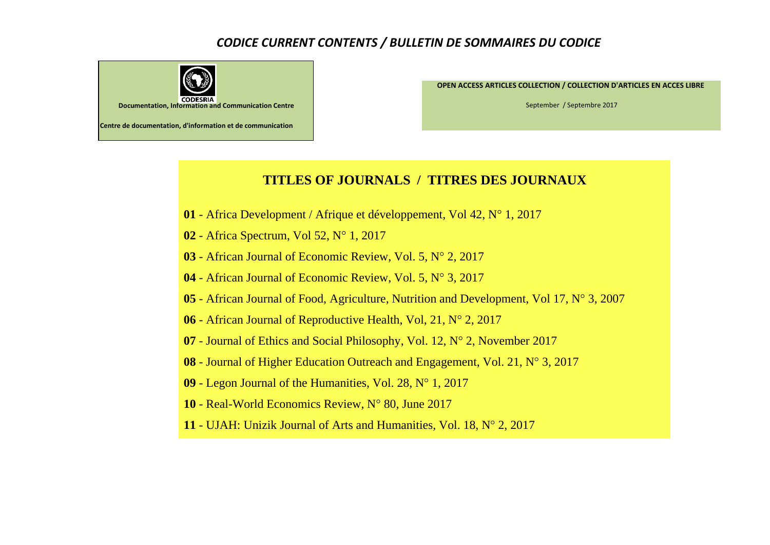# *CODICE CURRENT CONTENTS / BULLETIN DE SOMMAIRES DU CODICE*

CODESRIA

**Documentation, Information and Communication Centre**

**Centre de documentation, d'information et de communication**

**OPEN ACCESS ARTICLES COLLECTION / COLLECTION D'ARTICLES EN ACCES LIBRE**

September / Septembre 2017

## TITLES OF JOURNALS / TITRES DES JOURNAUX

**01** - Africa Development / Afrique et développement, Vol 42, N° 1, 2017

**02** - Africa Spectrum, Vol 52, N° 1, 2017

**03** - African Journal of Economic Review, Vol. 5, N° 2, 2017

**04** - African Journal of Economic Review, Vol. 5, N° 3, 2017

**05** - African Journal of Food, Agriculture, Nutrition and Development, Vol 17, N° 3, 2007

**06** - African Journal of Reproductive Health, Vol, 21, N° 2, 2017

**07** - Journal of Ethics and Social Philosophy, Vol. 12, N° 2, November 2017

**08** - Journal of Higher Education Outreach and Engagement, Vol. 21, N° 3, 2017

**09** - Legon Journal of the Humanities, Vol. 28, N° 1, 2017

**10** - Real-World Economics Review, N° 80, June 2017

**11** - UJAH: Unizik Journal of Arts and Humanities, Vol. 18, N° 2, 2017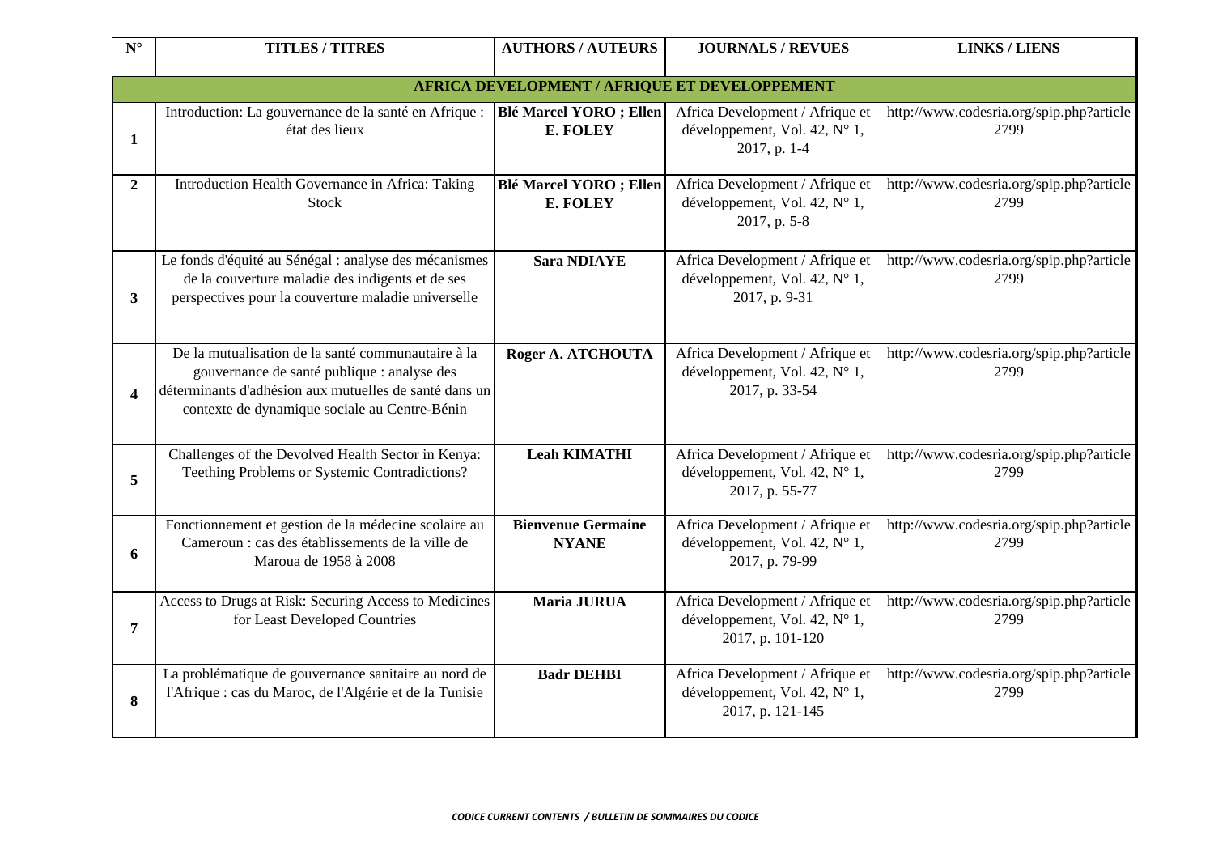| N° | TITLES / TITRES | AUTHORS / AUTEURS | JOURNALS / REVUES | LINKS / LIENS |
|---|---|---|---|---|
| **AFRICA DEVELOPMENT / AFRIQUE ET DEVELOPPEMENT** | | | | |
| **1** | Introduction: La gouvernance de la santé en Afrique : état des lieux | **Blé Marcel YORO ; Ellen E. FOLEY** | Africa Development / Afrique et développement, Vol. 42, N° 1, 2017, p. 1-4 | http://www.codesria.org/spip.php?article2799 |
| **2** | Introduction Health Governance in Africa: Taking Stock | **Blé Marcel YORO ; Ellen E. FOLEY** | Africa Development / Afrique et développement, Vol. 42, N° 1, 2017, p. 5-8 | http://www.codesria.org/spip.php?article2799 |
| **3** | Le fonds d'équité au Sénégal : analyse des mécanismes de la couverture maladie des indigents et de ses perspectives pour la couverture maladie universelle | **Sara NDIAYE** | Africa Development / Afrique et développement, Vol. 42, N° 1, 2017, p. 9-31 | http://www.codesria.org/spip.php?article2799 |
| **4** | De la mutualisation de la santé communautaire à la gouvernance de santé publique : analyse des déterminants d'adhésion aux mutuelles de santé dans un contexte de dynamique sociale au Centre-Bénin | **Roger A. ATCHOUTA** | Africa Development / Afrique et développement, Vol. 42, N° 1, 2017, p. 33-54 | http://www.codesria.org/spip.php?article2799 |
| **5** | Challenges of the Devolved Health Sector in Kenya: Teething Problems or Systemic Contradictions? | **Leah KIMATHI** | Africa Development / Afrique et développement, Vol. 42, N° 1, 2017, p. 55-77 | http://www.codesria.org/spip.php?article2799 |
| **6** | Fonctionnement et gestion de la médecine scolaire au Cameroun : cas des établissements de la ville de Maroua de 1958 à 2008 | **Bienvenue Germaine NYANE** | Africa Development / Afrique et développement, Vol. 42, N° 1, 2017, p. 79-99 | http://www.codesria.org/spip.php?article2799 |
| **7** | Access to Drugs at Risk: Securing Access to Medicines for Least Developed Countries | **Maria JURUA** | Africa Development / Afrique et développement, Vol. 42, N° 1, 2017, p. 101-120 | http://www.codesria.org/spip.php?article2799 |
| **8** | La problématique de gouvernance sanitaire au nord de l'Afrique : cas du Maroc, de l'Algérie et de la Tunisie | **Badr DEHBI** | Africa Development / Afrique et développement, Vol. 42, N° 1, 2017, p. 121-145 | http://www.codesria.org/spip.php?article2799 |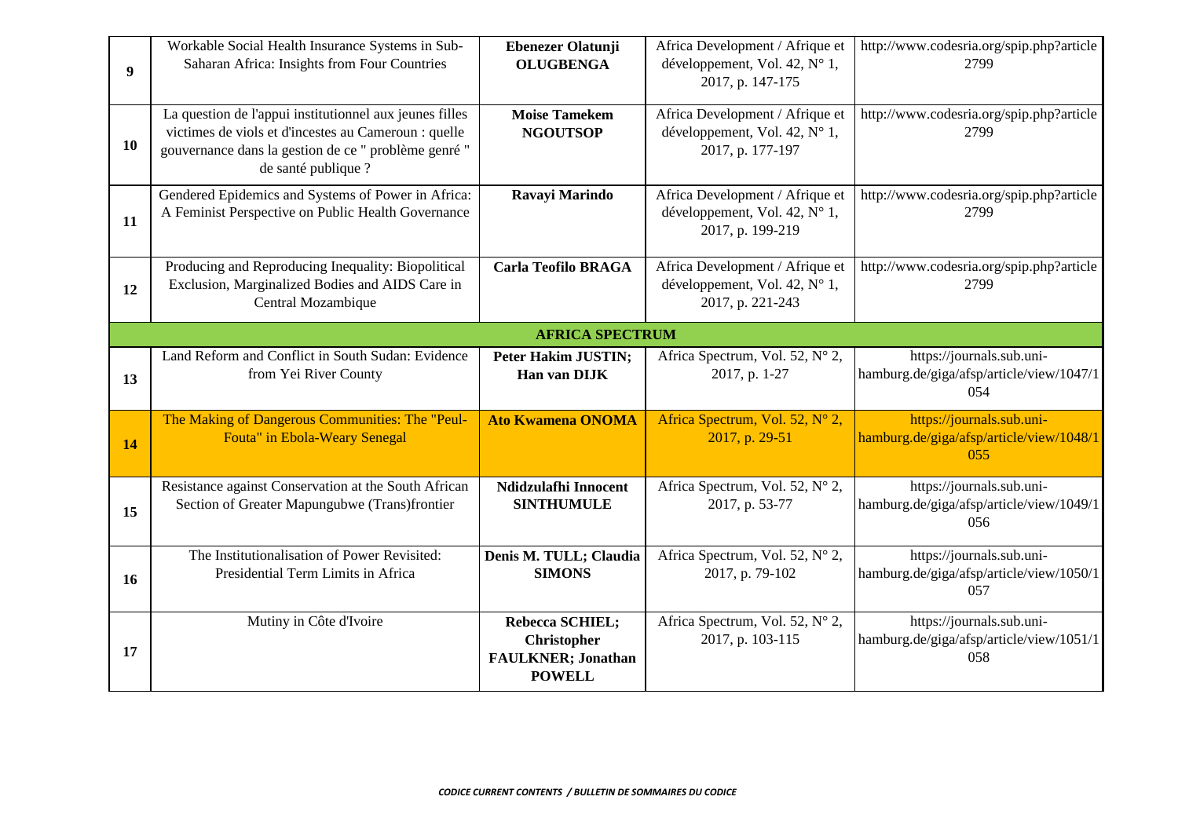| | | | | |
|---|---|---|---|---|
| **9** | Workable Social Health Insurance Systems in Sub-Saharan Africa: Insights from Four Countries | **Ebenezer Olatunji OLUGBENGA** | Africa Development / Afrique et développement, Vol. 42, N° 1, 2017, p. 147-175 | http://www.codesria.org/spip.php?article2799 |
| **10** | La question de l'appui institutionnel aux jeunes filles victimes de viols et d'incestes au Cameroun : quelle gouvernance dans la gestion de ce " problème genré " de santé publique ? | **Moise Tamekem NGOUTSOP** | Africa Development / Afrique et développement, Vol. 42, N° 1, 2017, p. 177-197 | http://www.codesria.org/spip.php?article2799 |
| **11** | Gendered Epidemics and Systems of Power in Africa: A Feminist Perspective on Public Health Governance | **Ravayi Marindo** | Africa Development / Afrique et développement, Vol. 42, N° 1, 2017, p. 199-219 | http://www.codesria.org/spip.php?article2799 |
| **12** | Producing and Reproducing Inequality: Biopolitical Exclusion, Marginalized Bodies and AIDS Care in Central Mozambique | **Carla Teofilo BRAGA** | Africa Development / Afrique et développement, Vol. 42, N° 1, 2017, p. 221-243 | http://www.codesria.org/spip.php?article2799 |
| | | **AFRICA SPECTRUM** | | |
| **13** | Land Reform and Conflict in South Sudan: Evidence from Yei River County | **Peter Hakim JUSTIN; Han van DIJK** | Africa Spectrum, Vol. 52, N° 2, 2017, p. 1-27 | https://journals.sub.uni-hamburg.de/giga/afsp/article/view/1047/1054 |
| **14** | The Making of Dangerous Communities: The "Peul-Fouta" in Ebola-Weary Senegal | **Ato Kwamena ONOMA** | Africa Spectrum, Vol. 52, N° 2, 2017, p. 29-51 | https://journals.sub.uni-hamburg.de/giga/afsp/article/view/1048/1055 |
| **15** | Resistance against Conservation at the South African Section of Greater Mapungubwe (Trans)frontier | **Ndidzulafhi Innocent SINTHUMULE** | Africa Spectrum, Vol. 52, N° 2, 2017, p. 53-77 | https://journals.sub.uni-hamburg.de/giga/afsp/article/view/1049/1056 |
| **16** | The Institutionalisation of Power Revisited: Presidential Term Limits in Africa | **Denis M. TULL; Claudia SIMONS** | Africa Spectrum, Vol. 52, N° 2, 2017, p. 79-102 | https://journals.sub.uni-hamburg.de/giga/afsp/article/view/1050/1057 |
| **17** | Mutiny in Côte d'Ivoire | **Rebecca SCHIEL; Christopher FAULKNER; Jonathan POWELL** | Africa Spectrum, Vol. 52, N° 2, 2017, p. 103-115 | https://journals.sub.uni-hamburg.de/giga/afsp/article/view/1051/1058 |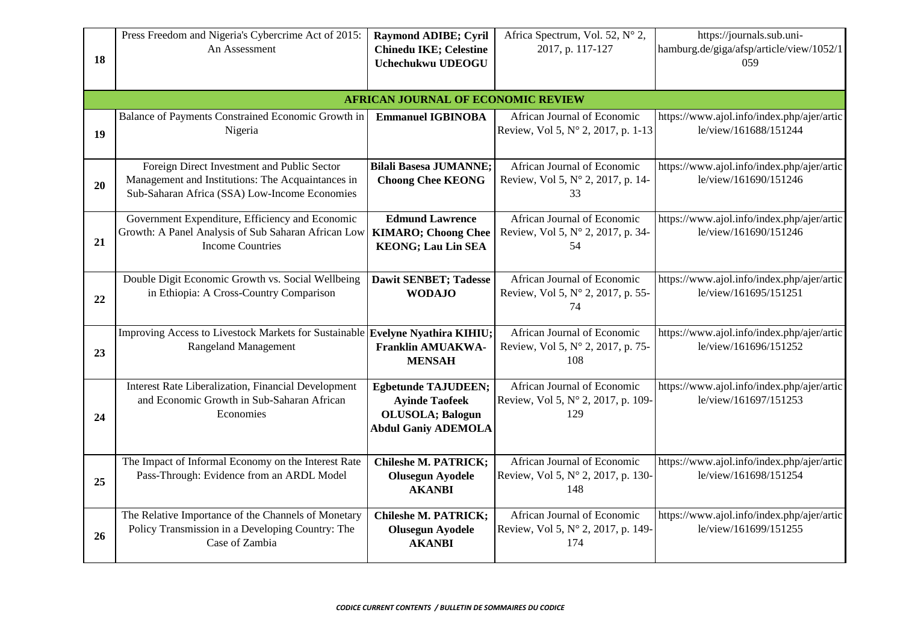| | | | | |
|---|---|---|---|---|
| 18 | Press Freedom and Nigeria's Cybercrime Act of 2015: An Assessment | **Raymond ADIBE; Cyril Chinedu IKE; Celestine Uchechukwu UDEOGU** | Africa Spectrum, Vol. 52, N° 2, 2017, p. 117-127 | https://journals.sub.uni-hamburg.de/giga/afsp/article/view/1052/1059 |
| | | **AFRICAN JOURNAL OF ECONOMIC REVIEW** | | |
| 19 | Balance of Payments Constrained Economic Growth in Nigeria | **Emmanuel IGBINOBA** | African Journal of Economic Review, Vol 5, N° 2, 2017, p. 1-13 | https://www.ajol.info/index.php/ajer/article/view/161688/151244 |
| 20 | Foreign Direct Investment and Public Sector Management and Institutions: The Acquaintances in Sub-Saharan Africa (SSA) Low-Income Economies | **Bilali Basesa JUMANNE; Choong Chee KEONG** | African Journal of Economic Review, Vol 5, N° 2, 2017, p. 14-33 | https://www.ajol.info/index.php/ajer/article/view/161690/151246 |
| 21 | Government Expenditure, Efficiency and Economic Growth: A Panel Analysis of Sub Saharan African Low Income Countries | **Edmund Lawrence KIMARO; Choong Chee KEONG; Lau Lin SEA** | African Journal of Economic Review, Vol 5, N° 2, 2017, p. 34-54 | https://www.ajol.info/index.php/ajer/article/view/161690/151246 |
| 22 | Double Digit Economic Growth vs. Social Wellbeing in Ethiopia: A Cross-Country Comparison | **Dawit SENBET; Tadesse WODAJO** | African Journal of Economic Review, Vol 5, N° 2, 2017, p. 55-74 | https://www.ajol.info/index.php/ajer/article/view/161695/151251 |
| 23 | Improving Access to Livestock Markets for Sustainable Rangeland Management | **Evelyne Nyathira KIHIU; Franklin AMUAKWA-MENSAH** | African Journal of Economic Review, Vol 5, N° 2, 2017, p. 75-108 | https://www.ajol.info/index.php/ajer/article/view/161696/151252 |
| 24 | Interest Rate Liberalization, Financial Development and Economic Growth in Sub-Saharan African Economies | **Egbetunde TAJUDEEN; Ayinde Taofeek OLUSOLA; Balogun Abdul Ganiy ADEMOLA** | African Journal of Economic Review, Vol 5, N° 2, 2017, p. 109-129 | https://www.ajol.info/index.php/ajer/article/view/161697/151253 |
| 25 | The Impact of Informal Economy on the Interest Rate Pass-Through: Evidence from an ARDL Model | **Chileshe M. PATRICK; Olusegun Ayodele AKANBI** | African Journal of Economic Review, Vol 5, N° 2, 2017, p. 130-148 | https://www.ajol.info/index.php/ajer/article/view/161698/151254 |
| 26 | The Relative Importance of the Channels of Monetary Policy Transmission in a Developing Country: The Case of Zambia | **Chileshe M. PATRICK; Olusegun Ayodele AKANBI** | African Journal of Economic Review, Vol 5, N° 2, 2017, p. 149-174 | https://www.ajol.info/index.php/ajer/article/view/161699/151255 |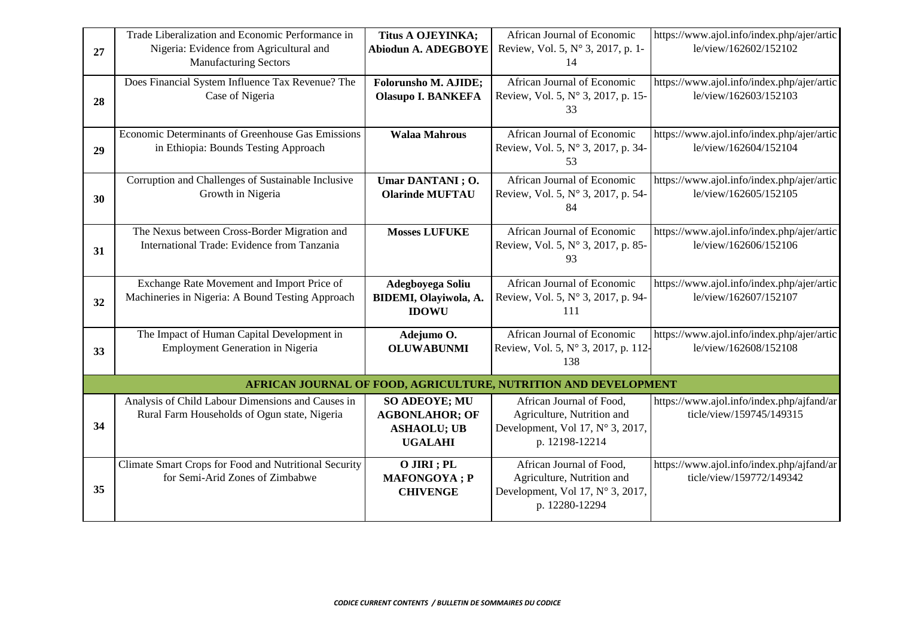| | | | | |
|---|---|---|---|---|
| **27** | Trade Liberalization and Economic Performance in Nigeria: Evidence from Agricultural and Manufacturing Sectors | **Titus A OJEYINKA; Abiodun A. ADEGBOYE** | African Journal of Economic Review, Vol. 5, N° 3, 2017, p. 1-14 | https://www.ajol.info/index.php/ajer/article/view/162602/152102 |
| **28** | Does Financial System Influence Tax Revenue? The Case of Nigeria | **Folorunsho M. AJIDE; Olasupo I. BANKEFA** | African Journal of Economic Review, Vol. 5, N° 3, 2017, p. 15-33 | https://www.ajol.info/index.php/ajer/article/view/162603/152103 |
| **29** | Economic Determinants of Greenhouse Gas Emissions in Ethiopia: Bounds Testing Approach | **Walaa Mahrous** | African Journal of Economic Review, Vol. 5, N° 3, 2017, p. 34-53 | https://www.ajol.info/index.php/ajer/article/view/162604/152104 |
| **30** | Corruption and Challenges of Sustainable Inclusive Growth in Nigeria | **Umar DANTANI ; O. Olarinde MUFTAU** | African Journal of Economic Review, Vol. 5, N° 3, 2017, p. 54-84 | https://www.ajol.info/index.php/ajer/article/view/162605/152105 |
| **31** | The Nexus between Cross-Border Migration and International Trade: Evidence from Tanzania | **Mosses LUFUKE** | African Journal of Economic Review, Vol. 5, N° 3, 2017, p. 85-93 | https://www.ajol.info/index.php/ajer/article/view/162606/152106 |
| **32** | Exchange Rate Movement and Import Price of Machineries in Nigeria: A Bound Testing Approach | **Adegboyega Soliu BIDEMI, Olayiwola, A. IDOWU** | African Journal of Economic Review, Vol. 5, N° 3, 2017, p. 94-111 | https://www.ajol.info/index.php/ajer/article/view/162607/152107 |
| **33** | The Impact of Human Capital Development in Employment Generation in Nigeria | **Adejumo O. OLUWABUNMI** | African Journal of Economic Review, Vol. 5, N° 3, 2017, p. 112-138 | https://www.ajol.info/index.php/ajer/article/view/162608/152108 |
| | **AFRICAN JOURNAL OF FOOD, AGRICULTURE, NUTRITION AND DEVELOPMENT** | | | |
| **34** | Analysis of Child Labour Dimensions and Causes in Rural Farm Households of Ogun state, Nigeria | **SO ADEOYE; MU AGBONLAHOR; OF ASHAOLU; UB UGALAHI** | African Journal of Food, Agriculture, Nutrition and Development, Vol 17, N° 3, 2017, p. 12198-12214 | https://www.ajol.info/index.php/ajfand/article/view/159745/149315 |
| **35** | Climate Smart Crops for Food and Nutritional Security for Semi-Arid Zones of Zimbabwe | **O JIRI ; PL MAFONGOYA ; P CHIVENGE** | African Journal of Food, Agriculture, Nutrition and Development, Vol 17, N° 3, 2017, p. 12280-12294 | https://www.ajol.info/index.php/ajfand/article/view/159772/149342 |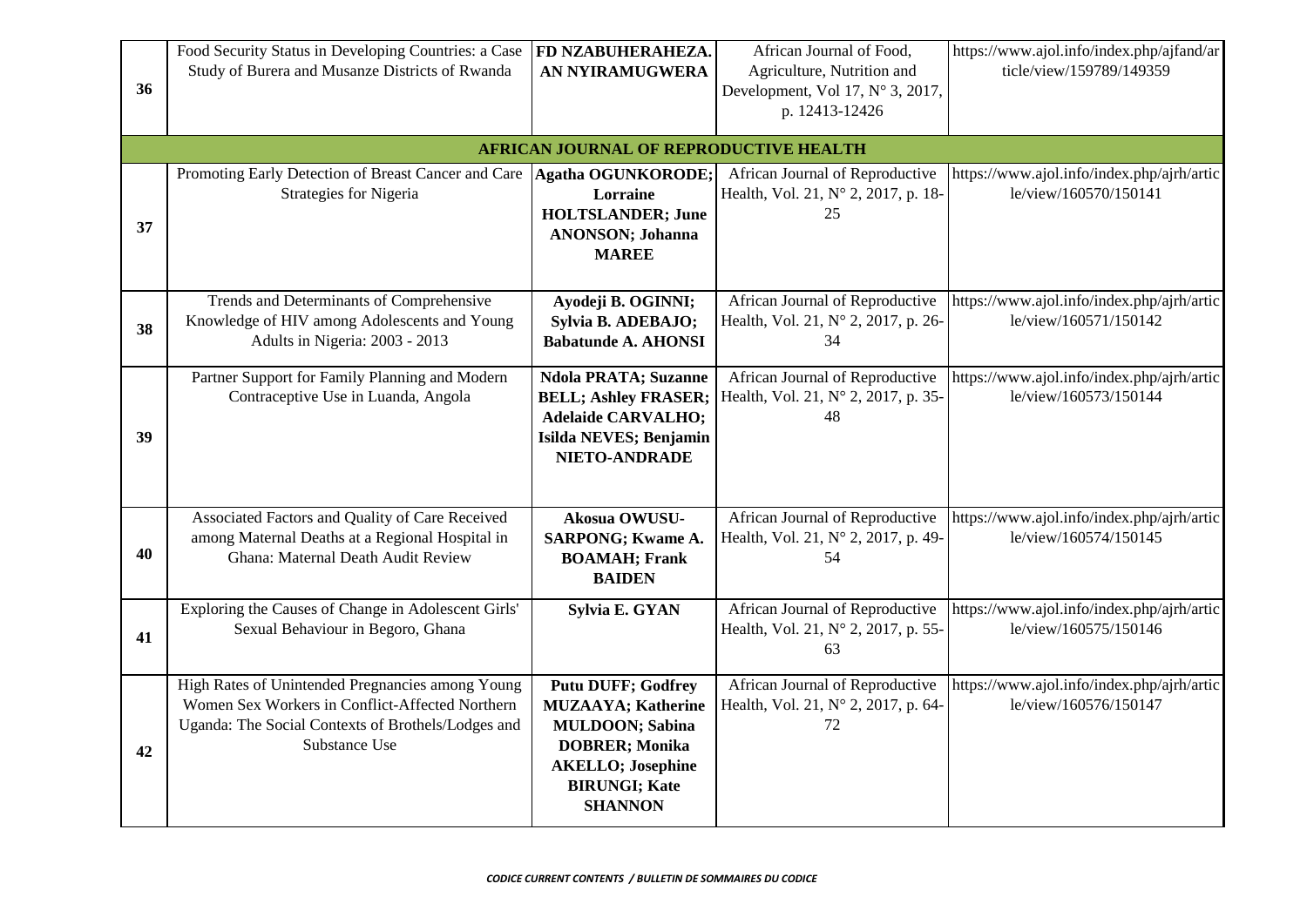| | | | | |
|---|---|---|---|---|
| 36 | Food Security Status in Developing Countries: a Case Study of Burera and Musanze Districts of Rwanda | **FD NZABUHERAHEZA. AN NYIRAMUGWERA** | African Journal of Food, Agriculture, Nutrition and Development, Vol 17, N° 3, 2017, p. 12413-12426 | https://www.ajol.info/index.php/ajfand/article/view/159789/149359 |
| | | **AFRICAN JOURNAL OF REPRODUCTIVE HEALTH** | | |
| 37 | Promoting Early Detection of Breast Cancer and Care Strategies for Nigeria | **Agatha OGUNKORODE; Lorraine HOLTSLANDER; June ANONSON; Johanna MAREE** | African Journal of Reproductive Health, Vol. 21, N° 2, 2017, p. 18-25 | https://www.ajol.info/index.php/ajrh/article/view/160570/150141 |
| 38 | Trends and Determinants of Comprehensive Knowledge of HIV among Adolescents and Young Adults in Nigeria: 2003 - 2013 | **Ayodeji B. OGINNI; Sylvia B. ADEBAJO; Babatunde A. AHONSI** | African Journal of Reproductive Health, Vol. 21, N° 2, 2017, p. 26-34 | https://www.ajol.info/index.php/ajrh/article/view/160571/150142 |
| 39 | Partner Support for Family Planning and Modern Contraceptive Use in Luanda, Angola | **Ndola PRATA; Suzanne BELL; Ashley FRASER; Adelaide CARVALHO; Isilda NEVES; Benjamin NIETO-ANDRADE** | African Journal of Reproductive Health, Vol. 21, N° 2, 2017, p. 35-48 | https://www.ajol.info/index.php/ajrh/article/view/160573/150144 |
| 40 | Associated Factors and Quality of Care Received among Maternal Deaths at a Regional Hospital in Ghana: Maternal Death Audit Review | **Akosua OWUSU-SARPONG; Kwame A. BOAMAH; Frank BAIDEN** | African Journal of Reproductive Health, Vol. 21, N° 2, 2017, p. 49-54 | https://www.ajol.info/index.php/ajrh/article/view/160574/150145 |
| 41 | Exploring the Causes of Change in Adolescent Girls' Sexual Behaviour in Begoro, Ghana | **Sylvia E. GYAN** | African Journal of Reproductive Health, Vol. 21, N° 2, 2017, p. 55-63 | https://www.ajol.info/index.php/ajrh/article/view/160575/150146 |
| 42 | High Rates of Unintended Pregnancies among Young Women Sex Workers in Conflict-Affected Northern Uganda: The Social Contexts of Brothels/Lodges and Substance Use | **Putu DUFF; Godfrey MUZAAYA; Katherine MULDOON; Sabina DOBRER; Monika AKELLO; Josephine BIRUNGI; Kate SHANNON** | African Journal of Reproductive Health, Vol. 21, N° 2, 2017, p. 64-72 | https://www.ajol.info/index.php/ajrh/article/view/160576/150147 |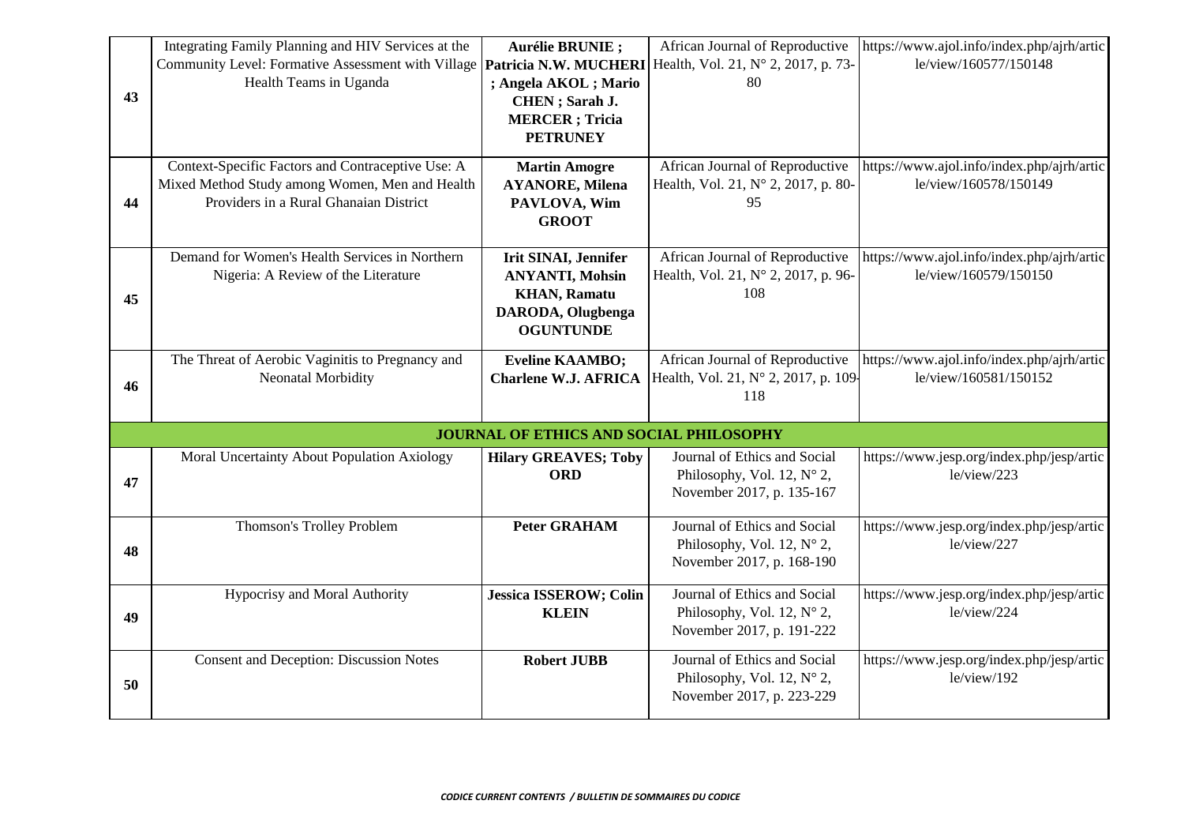| | | | | |
|---|---|---|---|---|
| 43 | Integrating Family Planning and HIV Services at the Community Level: Formative Assessment with Village Health Teams in Uganda | **Aurélie BRUNIE ; Patricia N.W. MUCHERI ; Angela AKOL ; Mario CHEN ; Sarah J. MERCER ; Tricia PETRUNEY** | African Journal of Reproductive Health, Vol. 21, N° 2, 2017, p. 73-80 | https://www.ajol.info/index.php/ajrh/article/view/160577/150148 |
| 44 | Context-Specific Factors and Contraceptive Use: A Mixed Method Study among Women, Men and Health Providers in a Rural Ghanaian District | **Martin Amogre AYANORE, Milena PAVLOVA, Wim GROOT** | African Journal of Reproductive Health, Vol. 21, N° 2, 2017, p. 80-95 | https://www.ajol.info/index.php/ajrh/article/view/160578/150149 |
| 45 | Demand for Women's Health Services in Northern Nigeria: A Review of the Literature | **Irit SINAI, Jennifer ANYANTI, Mohsin KHAN, Ramatu DARODA, Olugbenga OGUNTUNDE** | African Journal of Reproductive Health, Vol. 21, N° 2, 2017, p. 96-108 | https://www.ajol.info/index.php/ajrh/article/view/160579/150150 |
| 46 | The Threat of Aerobic Vaginitis to Pregnancy and Neonatal Morbidity | **Eveline KAAMBO; Charlene W.J. AFRICA** | African Journal of Reproductive Health, Vol. 21, N° 2, 2017, p. 109-118 | https://www.ajol.info/index.php/ajrh/article/view/160581/150152 |
| | | **JOURNAL OF ETHICS AND SOCIAL PHILOSOPHY** | | |
| 47 | Moral Uncertainty About Population Axiology | **Hilary GREAVES; Toby ORD** | Journal of Ethics and Social Philosophy, Vol. 12, N° 2, November 2017, p. 135-167 | https://www.jesp.org/index.php/jesp/article/view/223 |
| 48 | Thomson's Trolley Problem | **Peter GRAHAM** | Journal of Ethics and Social Philosophy, Vol. 12, N° 2, November 2017, p. 168-190 | https://www.jesp.org/index.php/jesp/article/view/227 |
| 49 | Hypocrisy and Moral Authority | **Jessica ISSEROW; Colin KLEIN** | Journal of Ethics and Social Philosophy, Vol. 12, N° 2, November 2017, p. 191-222 | https://www.jesp.org/index.php/jesp/article/view/224 |
| 50 | Consent and Deception: Discussion Notes | **Robert JUBB** | Journal of Ethics and Social Philosophy, Vol. 12, N° 2, November 2017, p. 223-229 | https://www.jesp.org/index.php/jesp/article/view/192 |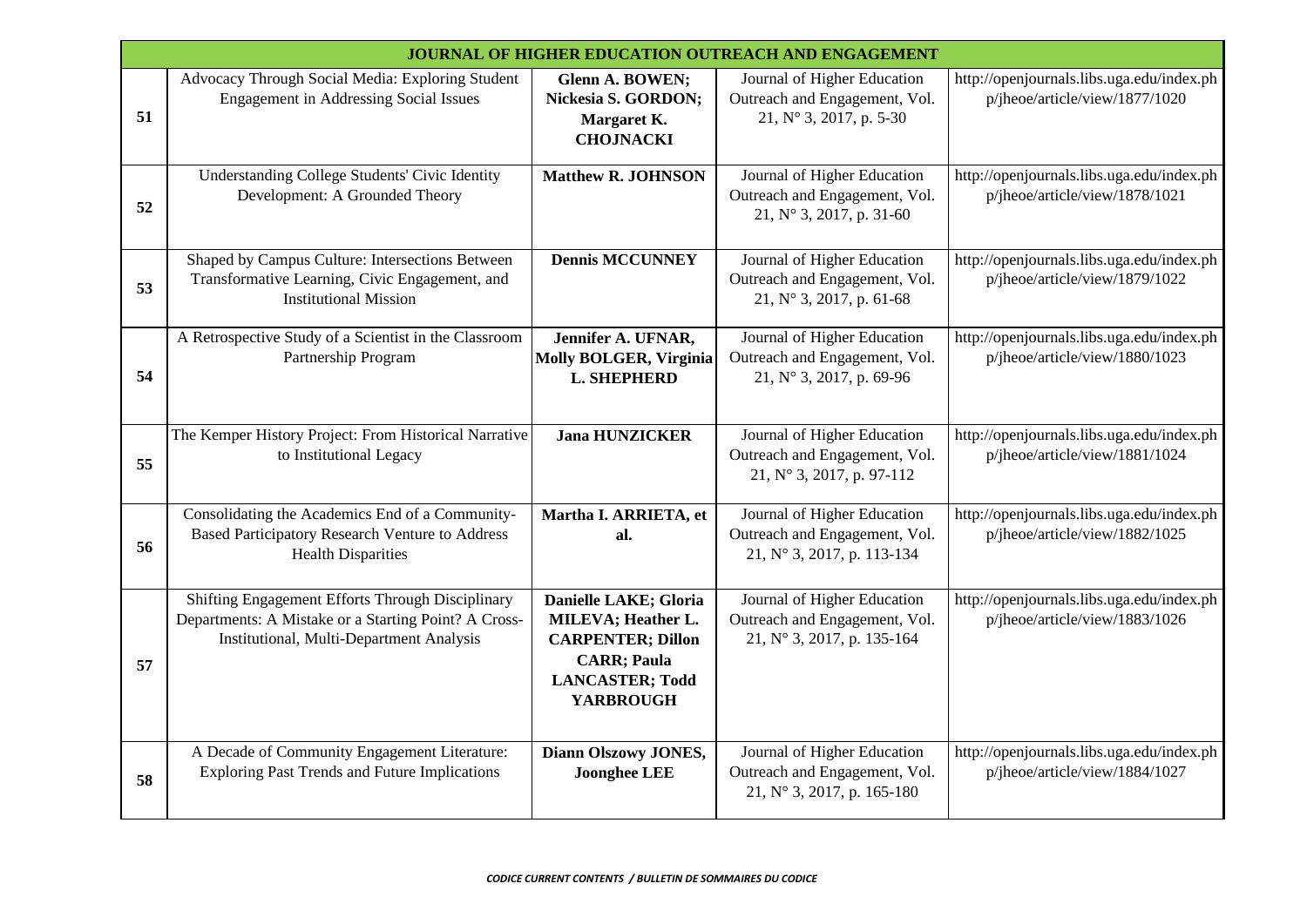| JOURNAL OF HIGHER EDUCATION OUTREACH AND ENGAGEMENT | | | | |
|---|---|---|---|---|
| 51 | Advocacy Through Social Media: Exploring Student Engagement in Addressing Social Issues | **Glenn A. BOWEN; Nickesia S. GORDON; Margaret K. CHOJNACKI** | Journal of Higher Education Outreach and Engagement, Vol. 21, N° 3, 2017, p. 5-30 | http://openjournals.libs.uga.edu/index.php/jheoe/article/view/1877/1020 |
| 52 | Understanding College Students' Civic Identity Development: A Grounded Theory | **Matthew R. JOHNSON** | Journal of Higher Education Outreach and Engagement, Vol. 21, N° 3, 2017, p. 31-60 | http://openjournals.libs.uga.edu/index.php/jheoe/article/view/1878/1021 |
| 53 | Shaped by Campus Culture: Intersections Between Transformative Learning, Civic Engagement, and Institutional Mission | **Dennis MCCUNNEY** | Journal of Higher Education Outreach and Engagement, Vol. 21, N° 3, 2017, p. 61-68 | http://openjournals.libs.uga.edu/index.php/jheoe/article/view/1879/1022 |
| 54 | A Retrospective Study of a Scientist in the Classroom Partnership Program | **Jennifer A. UFNAR, Molly BOLGER, Virginia L. SHEPHERD** | Journal of Higher Education Outreach and Engagement, Vol. 21, N° 3, 2017, p. 69-96 | http://openjournals.libs.uga.edu/index.php/jheoe/article/view/1880/1023 |
| 55 | The Kemper History Project: From Historical Narrative to Institutional Legacy | **Jana HUNZICKER** | Journal of Higher Education Outreach and Engagement, Vol. 21, N° 3, 2017, p. 97-112 | http://openjournals.libs.uga.edu/index.php/jheoe/article/view/1881/1024 |
| 56 | Consolidating the Academics End of a Community-Based Participatory Research Venture to Address Health Disparities | **Martha I. ARRIETA, et al.** | Journal of Higher Education Outreach and Engagement, Vol. 21, N° 3, 2017, p. 113-134 | http://openjournals.libs.uga.edu/index.php/jheoe/article/view/1882/1025 |
| 57 | Shifting Engagement Efforts Through Disciplinary Departments: A Mistake or a Starting Point? A Cross-Institutional, Multi-Department Analysis | **Danielle LAKE; Gloria MILEVA; Heather L. CARPENTER; Dillon CARR; Paula LANCASTER; Todd YARBROUGH** | Journal of Higher Education Outreach and Engagement, Vol. 21, N° 3, 2017, p. 135-164 | http://openjournals.libs.uga.edu/index.php/jheoe/article/view/1883/1026 |
| 58 | A Decade of Community Engagement Literature: Exploring Past Trends and Future Implications | **Diann Olszowy JONES, Joonghee LEE** | Journal of Higher Education Outreach and Engagement, Vol. 21, N° 3, 2017, p. 165-180 | http://openjournals.libs.uga.edu/index.php/jheoe/article/view/1884/1027 |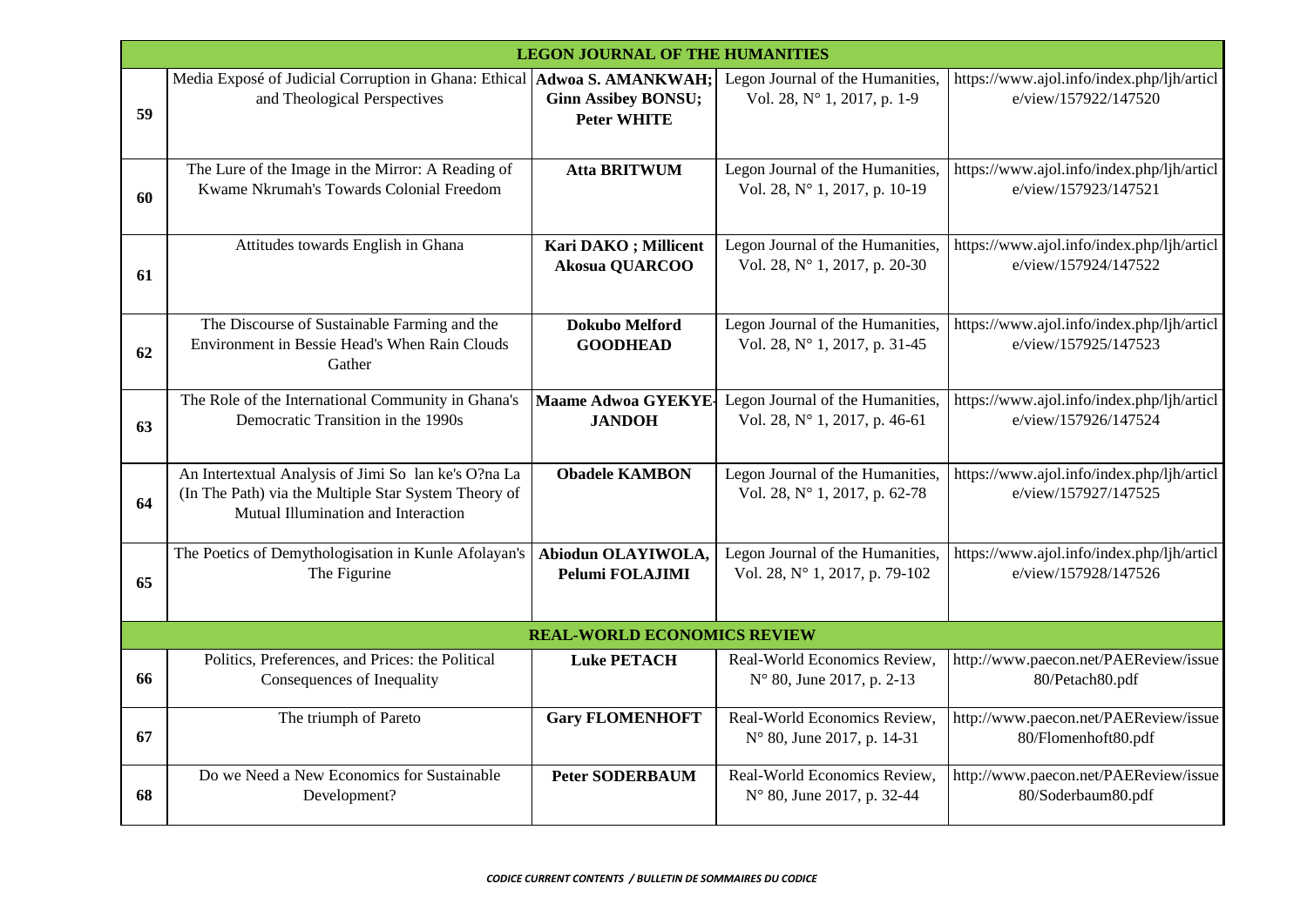| | | | | |
|---|---|---|---|---|
| | **LEGON JOURNAL OF THE HUMANITIES** | | | |
| **59** | Media Exposé of Judicial Corruption in Ghana: Ethical and Theological Perspectives | **Adwoa S. AMANKWAH; Ginn Assibey BONSU; Peter WHITE** | Legon Journal of the Humanities, Vol. 28, N° 1, 2017, p. 1-9 | https://www.ajol.info/index.php/ljh/article/view/157922/147520 |
| **60** | The Lure of the Image in the Mirror: A Reading of Kwame Nkrumah's Towards Colonial Freedom | **Atta BRITWUM** | Legon Journal of the Humanities, Vol. 28, N° 1, 2017, p. 10-19 | https://www.ajol.info/index.php/ljh/article/view/157923/147521 |
| **61** | Attitudes towards English in Ghana | **Kari DAKO ; Millicent Akosua QUARCOO** | Legon Journal of the Humanities, Vol. 28, N° 1, 2017, p. 20-30 | https://www.ajol.info/index.php/ljh/article/view/157924/147522 |
| **62** | The Discourse of Sustainable Farming and the Environment in Bessie Head's When Rain Clouds Gather | **Dokubo Melford GOODHEAD** | Legon Journal of the Humanities, Vol. 28, N° 1, 2017, p. 31-45 | https://www.ajol.info/index.php/ljh/article/view/157925/147523 |
| **63** | The Role of the International Community in Ghana's Democratic Transition in the 1990s | **Maame Adwoa GYEKYE-JANDOH** | Legon Journal of the Humanities, Vol. 28, N° 1, 2017, p. 46-61 | https://www.ajol.info/index.php/ljh/article/view/157926/147524 |
| **64** | An Intertextual Analysis of Jimi So lan ke's O?na La (In The Path) via the Multiple Star System Theory of Mutual Illumination and Interaction | **Obadele KAMBON** | Legon Journal of the Humanities, Vol. 28, N° 1, 2017, p. 62-78 | https://www.ajol.info/index.php/ljh/article/view/157927/147525 |
| **65** | The Poetics of Demythologisation in Kunle Afolayan's The Figurine | **Abiodun OLAYIWOLA, Pelumi FOLAJIMI** | Legon Journal of the Humanities, Vol. 28, N° 1, 2017, p. 79-102 | https://www.ajol.info/index.php/ljh/article/view/157928/147526 |
| | **REAL-WORLD ECONOMICS REVIEW** | | | |
| **66** | Politics, Preferences, and Prices: the Political Consequences of Inequality | **Luke PETACH** | Real-World Economics Review, N° 80, June 2017, p. 2-13 | http://www.paecon.net/PAEReview/issue80/Petach80.pdf |
| **67** | The triumph of Pareto | **Gary FLOMENHOFT** | Real-World Economics Review, N° 80, June 2017, p. 14-31 | http://www.paecon.net/PAEReview/issue80/Flomenhoft80.pdf |
| **68** | Do we Need a New Economics for Sustainable Development? | **Peter SODERBAUM** | Real-World Economics Review, N° 80, June 2017, p. 32-44 | http://www.paecon.net/PAEReview/issue80/Soderbaum80.pdf |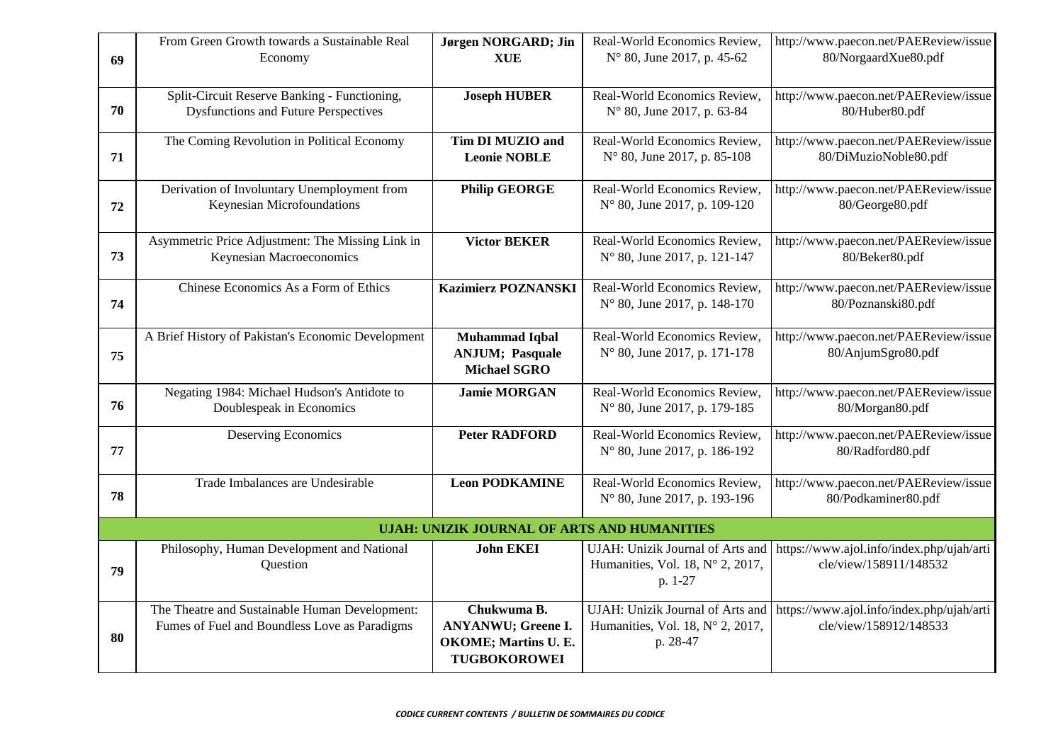| | | | | |
|---|---|---|---|---|
| 69 | From Green Growth towards a Sustainable Real Economy | **Jørgen NORGARD; Jin XUE** | Real-World Economics Review, N° 80, June 2017, p. 45-62 | http://www.paecon.net/PAEReview/issue80/NorgaardXue80.pdf |
| 70 | Split-Circuit Reserve Banking - Functioning, Dysfunctions and Future Perspectives | **Joseph HUBER** | Real-World Economics Review, N° 80, June 2017, p. 63-84 | http://www.paecon.net/PAEReview/issue80/Huber80.pdf |
| 71 | The Coming Revolution in Political Economy | **Tim DI MUZIO and Leonie NOBLE** | Real-World Economics Review, N° 80, June 2017, p. 85-108 | http://www.paecon.net/PAEReview/issue80/DiMuzioNoble80.pdf |
| 72 | Derivation of Involuntary Unemployment from Keynesian Microfoundations | **Philip GEORGE** | Real-World Economics Review, N° 80, June 2017, p. 109-120 | http://www.paecon.net/PAEReview/issue80/George80.pdf |
| 73 | Asymmetric Price Adjustment: The Missing Link in Keynesian Macroeconomics | **Victor BEKER** | Real-World Economics Review, N° 80, June 2017, p. 121-147 | http://www.paecon.net/PAEReview/issue80/Beker80.pdf |
| 74 | Chinese Economics As a Form of Ethics | **Kazimierz POZNANSKI** | Real-World Economics Review, N° 80, June 2017, p. 148-170 | http://www.paecon.net/PAEReview/issue80/Poznanski80.pdf |
| 75 | A Brief History of Pakistan's Economic Development | **Muhammad Iqbal ANJUM; Pasquale Michael SGRO** | Real-World Economics Review, N° 80, June 2017, p. 171-178 | http://www.paecon.net/PAEReview/issue80/AnjumSgro80.pdf |
| 76 | Negating 1984: Michael Hudson's Antidote to Doublespeak in Economics | **Jamie MORGAN** | Real-World Economics Review, N° 80, June 2017, p. 179-185 | http://www.paecon.net/PAEReview/issue80/Morgan80.pdf |
| 77 | Deserving Economics | **Peter RADFORD** | Real-World Economics Review, N° 80, June 2017, p. 186-192 | http://www.paecon.net/PAEReview/issue80/Radford80.pdf |
| 78 | Trade Imbalances are Undesirable | **Leon PODKAMINE** | Real-World Economics Review, N° 80, June 2017, p. 193-196 | http://www.paecon.net/PAEReview/issue80/Podkaminer80.pdf |
| | | **UJAH: UNIZIK JOURNAL OF ARTS AND HUMANITIES** | | |
| 79 | Philosophy, Human Development and National Question | **John EKEI** | UJAH: Unizik Journal of Arts and Humanities, Vol. 18, N° 2, 2017, p. 1-27 | https://www.ajol.info/index.php/ujah/article/view/158911/148532 |
| 80 | The Theatre and Sustainable Human Development: Fumes of Fuel and Boundless Love as Paradigms | **Chukwuma B. ANYANWU; Greene I. OKOME; Martins U. E. TUGBOKOROWEI** | UJAH: Unizik Journal of Arts and Humanities, Vol. 18, N° 2, 2017, p. 28-47 | https://www.ajol.info/index.php/ujah/article/view/158912/148533 |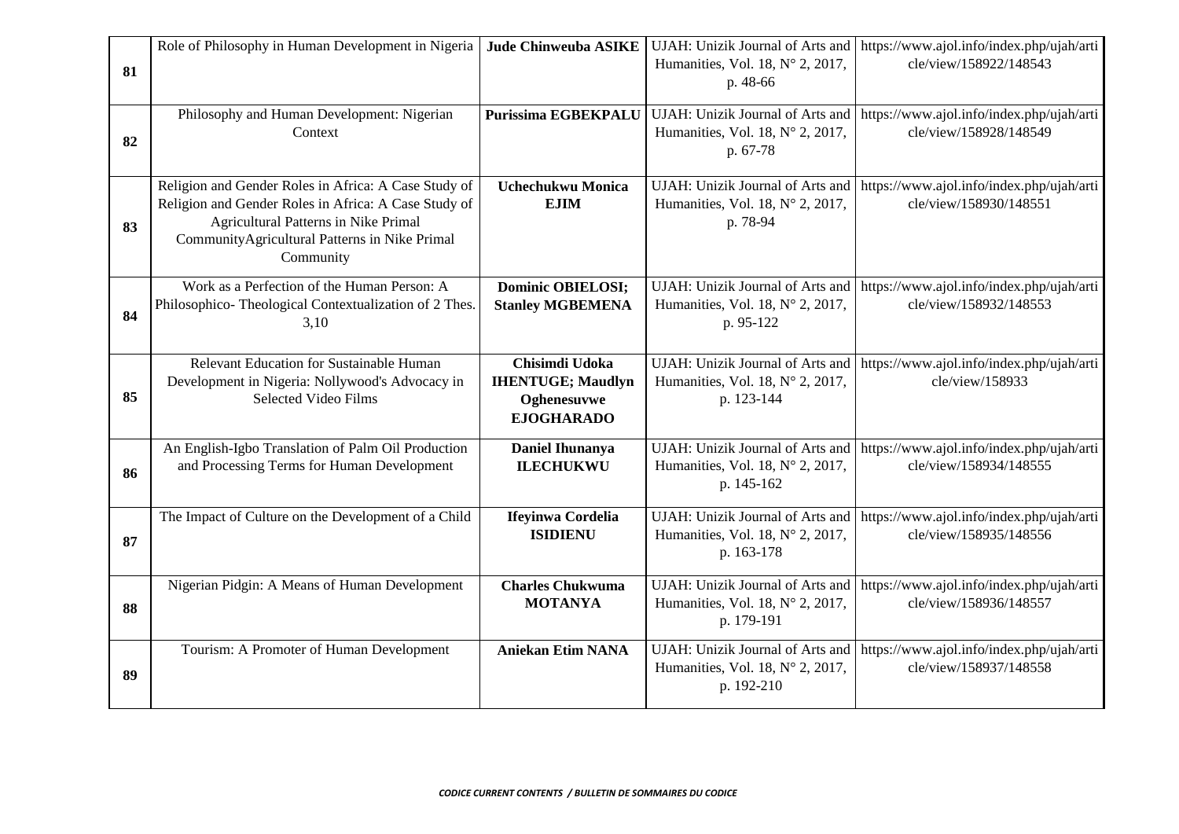| | | | | |
|---|---|---|---|---|
| **81** | Role of Philosophy in Human Development in Nigeria | **Jude Chinweuba ASIKE** | UJAH: Unizik Journal of Arts and Humanities, Vol. 18, N° 2, 2017, p. 48-66 | https://www.ajol.info/index.php/ujah/article/view/158922/148543 |
| **82** | Philosophy and Human Development: Nigerian Context | **Purissima EGBEKPALU** | UJAH: Unizik Journal of Arts and Humanities, Vol. 18, N° 2, 2017, p. 67-78 | https://www.ajol.info/index.php/ujah/article/view/158928/148549 |
| **83** | Religion and Gender Roles in Africa: A Case Study of Religion and Gender Roles in Africa: A Case Study of Agricultural Patterns in Nike Primal CommunityAgricultural Patterns in Nike Primal Community | **Uchechukwu Monica EJIM** | UJAH: Unizik Journal of Arts and Humanities, Vol. 18, N° 2, 2017, p. 78-94 | https://www.ajol.info/index.php/ujah/article/view/158930/148551 |
| **84** | Work as a Perfection of the Human Person: A Philosophico- Theological Contextualization of 2 Thes. 3,10 | **Dominic OBIELOSI; Stanley MGBEMENA** | UJAH: Unizik Journal of Arts and Humanities, Vol. 18, N° 2, 2017, p. 95-122 | https://www.ajol.info/index.php/ujah/article/view/158932/148553 |
| **85** | Relevant Education for Sustainable Human Development in Nigeria: Nollywood's Advocacy in Selected Video Films | **Chisimdi Udoka IHENTUGE; Maudlyn Oghenesuvwe EJOGHARADO** | UJAH: Unizik Journal of Arts and Humanities, Vol. 18, N° 2, 2017, p. 123-144 | https://www.ajol.info/index.php/ujah/article/view/158933 |
| **86** | An English-Igbo Translation of Palm Oil Production and Processing Terms for Human Development | **Daniel Ihunanya ILECHUKWU** | UJAH: Unizik Journal of Arts and Humanities, Vol. 18, N° 2, 2017, p. 145-162 | https://www.ajol.info/index.php/ujah/article/view/158934/148555 |
| **87** | The Impact of Culture on the Development of a Child | **Ifeyinwa Cordelia ISIDIENU** | UJAH: Unizik Journal of Arts and Humanities, Vol. 18, N° 2, 2017, p. 163-178 | https://www.ajol.info/index.php/ujah/article/view/158935/148556 |
| **88** | Nigerian Pidgin: A Means of Human Development | **Charles Chukwuma MOTANYA** | UJAH: Unizik Journal of Arts and Humanities, Vol. 18, N° 2, 2017, p. 179-191 | https://www.ajol.info/index.php/ujah/article/view/158936/148557 |
| **89** | Tourism: A Promoter of Human Development | **Aniekan Etim NANA** | UJAH: Unizik Journal of Arts and Humanities, Vol. 18, N° 2, 2017, p. 192-210 | https://www.ajol.info/index.php/ujah/article/view/158937/148558 |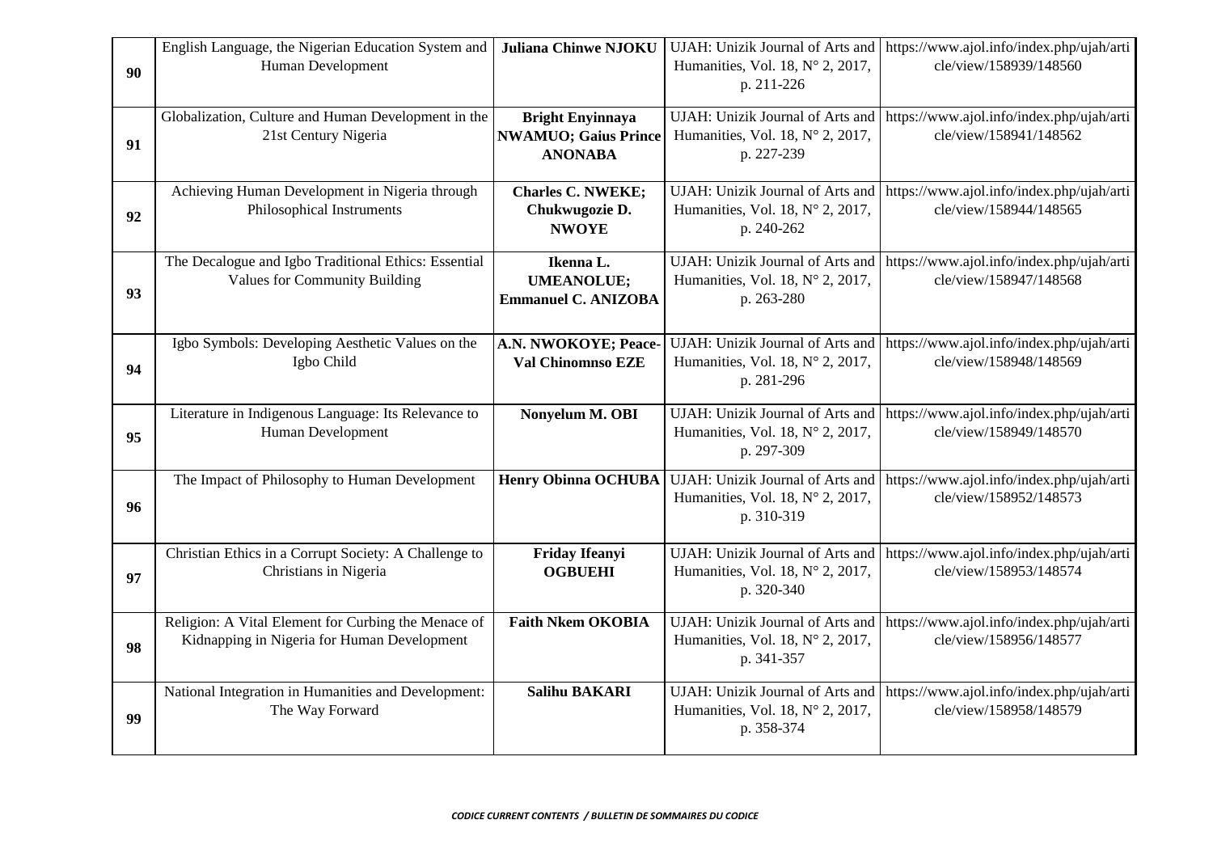| | | | | |
|---|---|---|---|---|
| **90** | English Language, the Nigerian Education System and Human Development | **Juliana Chinwe NJOKU** | UJAH: Unizik Journal of Arts and Humanities, Vol. 18, N° 2, 2017, p. 211-226 | https://www.ajol.info/index.php/ujah/article/view/158939/148560 |
| **91** | Globalization, Culture and Human Development in the 21st Century Nigeria | **Bright Enyinnaya NWAMUO; Gaius Prince ANONABA** | UJAH: Unizik Journal of Arts and Humanities, Vol. 18, N° 2, 2017, p. 227-239 | https://www.ajol.info/index.php/ujah/article/view/158941/148562 |
| **92** | Achieving Human Development in Nigeria through Philosophical Instruments | **Charles C. NWEKE; Chukwugozie D. NWOYE** | UJAH: Unizik Journal of Arts and Humanities, Vol. 18, N° 2, 2017, p. 240-262 | https://www.ajol.info/index.php/ujah/article/view/158944/148565 |
| **93** | The Decalogue and Igbo Traditional Ethics: Essential Values for Community Building | **Ikenna L. UMEANOLUE; Emmanuel C. ANIZOBA** | UJAH: Unizik Journal of Arts and Humanities, Vol. 18, N° 2, 2017, p. 263-280 | https://www.ajol.info/index.php/ujah/article/view/158947/148568 |
| **94** | Igbo Symbols: Developing Aesthetic Values on the Igbo Child | **A.N. NWOKOYE; Peace-Val Chinomnso EZE** | UJAH: Unizik Journal of Arts and Humanities, Vol. 18, N° 2, 2017, p. 281-296 | https://www.ajol.info/index.php/ujah/article/view/158948/148569 |
| **95** | Literature in Indigenous Language: Its Relevance to Human Development | **Nonyelum M. OBI** | UJAH: Unizik Journal of Arts and Humanities, Vol. 18, N° 2, 2017, p. 297-309 | https://www.ajol.info/index.php/ujah/article/view/158949/148570 |
| **96** | The Impact of Philosophy to Human Development | **Henry Obinna OCHUBA** | UJAH: Unizik Journal of Arts and Humanities, Vol. 18, N° 2, 2017, p. 310-319 | https://www.ajol.info/index.php/ujah/article/view/158952/148573 |
| **97** | Christian Ethics in a Corrupt Society: A Challenge to Christians in Nigeria | **Friday Ifeanyi OGBUEHI** | UJAH: Unizik Journal of Arts and Humanities, Vol. 18, N° 2, 2017, p. 320-340 | https://www.ajol.info/index.php/ujah/article/view/158953/148574 |
| **98** | Religion: A Vital Element for Curbing the Menace of Kidnapping in Nigeria for Human Development | **Faith Nkem OKOBIA** | UJAH: Unizik Journal of Arts and Humanities, Vol. 18, N° 2, 2017, p. 341-357 | https://www.ajol.info/index.php/ujah/article/view/158956/148577 |
| **99** | National Integration in Humanities and Development: The Way Forward | **Salihu BAKARI** | UJAH: Unizik Journal of Arts and Humanities, Vol. 18, N° 2, 2017, p. 358-374 | https://www.ajol.info/index.php/ujah/article/view/158958/148579 |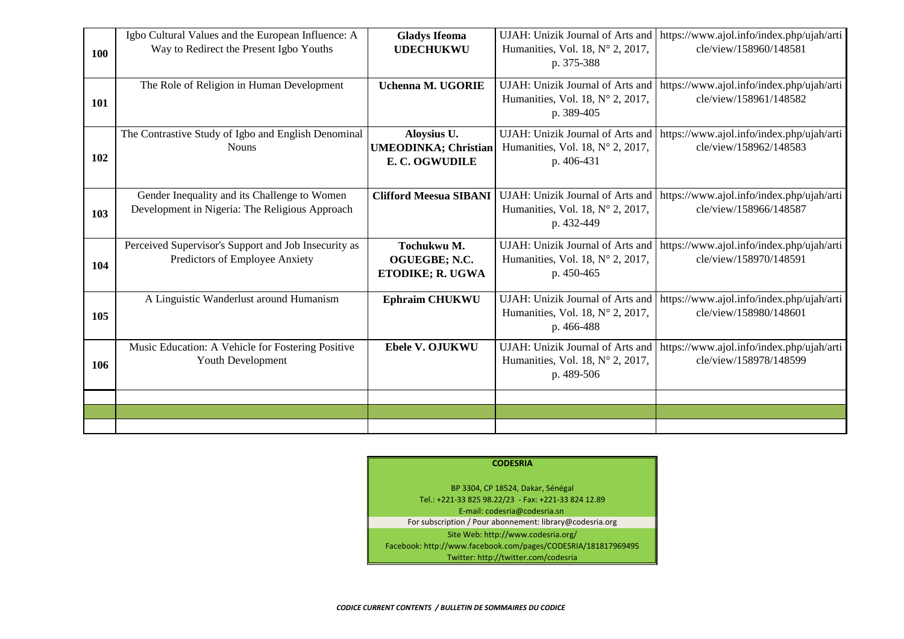| | | | | |
|---|---|---|---|---|
| **100** | Igbo Cultural Values and the European Influence: A Way to Redirect the Present Igbo Youths | **Gladys Ifeoma UDECHUKWU** | UJAH: Unizik Journal of Arts and Humanities, Vol. 18, N° 2, 2017, p. 375-388 | https://www.ajol.info/index.php/ujah/article/view/158960/148581 |
| **101** | The Role of Religion in Human Development | **Uchenna M. UGORIE** | UJAH: Unizik Journal of Arts and Humanities, Vol. 18, N° 2, 2017, p. 389-405 | https://www.ajol.info/index.php/ujah/article/view/158961/148582 |
| **102** | The Contrastive Study of Igbo and English Denominal Nouns | **Aloysius U. UMEODINKA; Christian E. C. OGWUDILE** | UJAH: Unizik Journal of Arts and Humanities, Vol. 18, N° 2, 2017, p. 406-431 | https://www.ajol.info/index.php/ujah/article/view/158962/148583 |
| **103** | Gender Inequality and its Challenge to Women Development in Nigeria: The Religious Approach | **Clifford Meesua SIBANI** | UJAH: Unizik Journal of Arts and Humanities, Vol. 18, N° 2, 2017, p. 432-449 | https://www.ajol.info/index.php/ujah/article/view/158966/148587 |
| **104** | Perceived Supervisor's Support and Job Insecurity as Predictors of Employee Anxiety | **Tochukwu M. OGUEGBE; N.C. ETODIKE; R. UGWA** | UJAH: Unizik Journal of Arts and Humanities, Vol. 18, N° 2, 2017, p. 450-465 | https://www.ajol.info/index.php/ujah/article/view/158970/148591 |
| **105** | A Linguistic Wanderlust around Humanism | **Ephraim CHUKWU** | UJAH: Unizik Journal of Arts and Humanities, Vol. 18, N° 2, 2017, p. 466-488 | https://www.ajol.info/index.php/ujah/article/view/158980/148601 |
| **106** | Music Education: A Vehicle for Fostering Positive Youth Development | **Ebele V. OJUKWU** | UJAH: Unizik Journal of Arts and Humanities, Vol. 18, N° 2, 2017, p. 489-506 | https://www.ajol.info/index.php/ujah/article/view/158978/148599 |

**CODESRIA**

BP 3304, CP 18524, Dakar, Sénégal
Tel.: +221-33 825 98.22/23 - Fax: +221-33 824 12.89
E-mail: codesria@codesria.sn
For subscription / Pour abonnement: library@codesria.org
Site Web: http://www.codesria.org/
Facebook: http://www.facebook.com/pages/CODESRIA/181817969495
Twitter: http://twitter.com/codesria